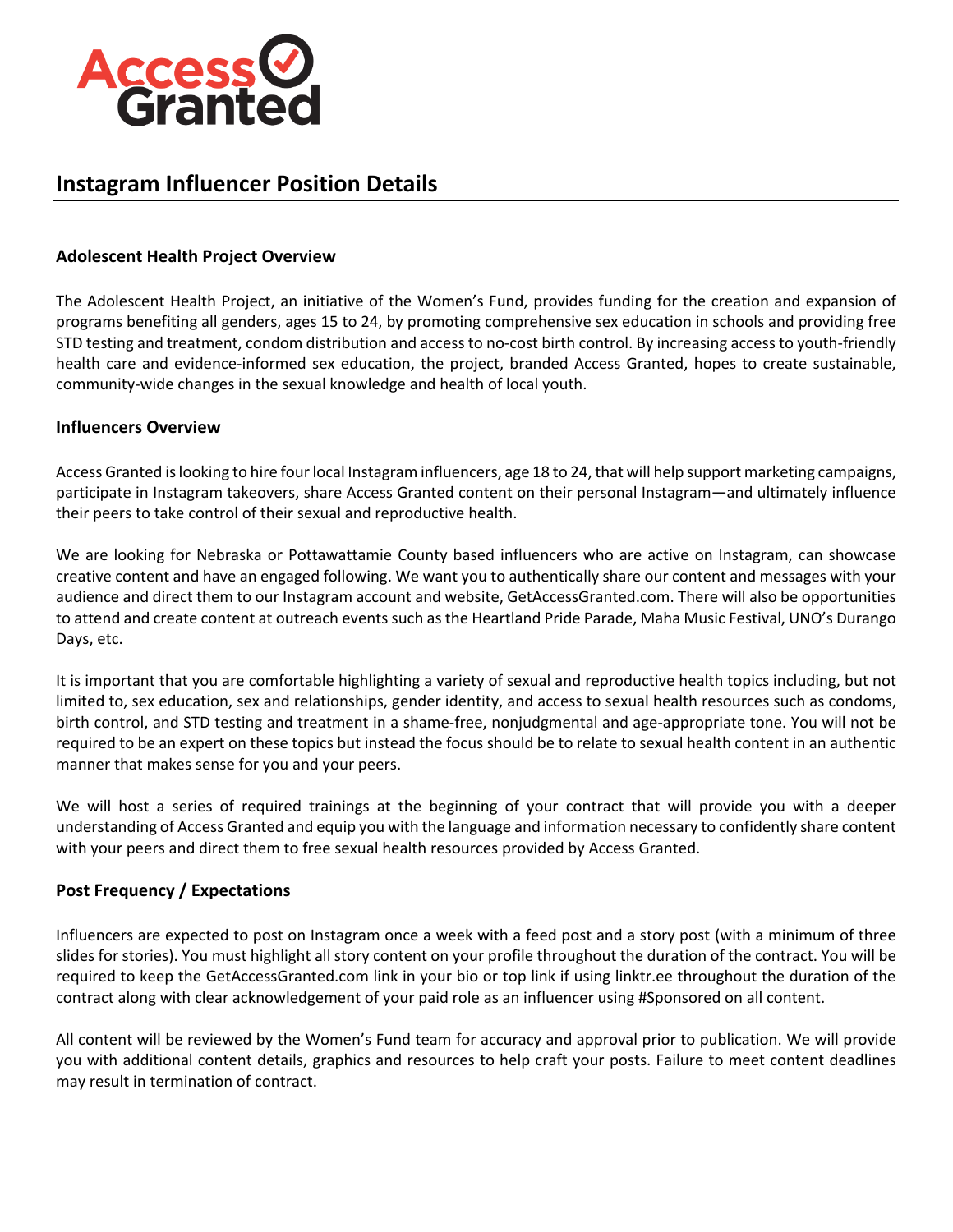Access Granted

# Instagram Influencer Position Details

### Adolescent Health Project Overview

The Adolescent Health Project, an initiative of the Women's Fund, provides funding for the creation and expansion of programs benefiting all genders, ages 15 to 24, by promoting comprehensive sex education in schools and providing free STD testing and treatment, condom distribution and access to no-cost birth control. By increasing access to youth-friendly health care and evidence-informed sex education, the project, branded Access Granted, hopes to create sustainable, community-wide changes in the sexual knowledge and health of local youth.

### Influencers Overview

Access Granted is looking to hire four local Instagram influencers, age 18 to 24, that will help support marketing campaigns, participate in Instagram takeovers, share Access Granted content on their personal Instagram—and ultimately influence their peers to take control of their sexual and reproductive health.

We are looking for Nebraska or Pottawattamie County based influencers who are active on Instagram, can showcase creative content and have an engaged following. We want you to authentically share our content and messages with your audience and direct them to our Instagram account and website, GetAccessGranted.com. There will also be opportunities to attend and create content at outreach events such as the Heartland Pride Parade, Maha Music Festival, UNO's Durango Days, etc.

It is important that you are comfortable highlighting a variety of sexual and reproductive health topics including, but not limited to, sex education, sex and relationships, gender identity, and access to sexual health resources such as condoms, birth control, and STD testing and treatment in a shame-free, nonjudgmental and age-appropriate tone. You will not be required to be an expert on these topics but instead the focus should be to relate to sexual health content in an authentic manner that makes sense for you and your peers.

We will host a series of required trainings at the beginning of your contract that will provide you with a deeper understanding of Access Granted and equip you with the language and information necessary to confidently share content with your peers and direct them to free sexual health resources provided by Access Granted.

### Post Frequency / Expectations

Influencers are expected to post on Instagram once a week with a feed post and a story post (with a minimum of three slides for stories). You must highlight all story content on your profile throughout the duration of the contract. You will be required to keep the GetAccessGranted.com link in your bio or top link if using linktr.ee throughout the duration of the contract along with clear acknowledgement of your paid role as an influencer using #Sponsored on all content.

All content will be reviewed by the Women's Fund team for accuracy and approval prior to publication. We will provide you with additional content details, graphics and resources to help craft your posts. Failure to meet content deadlines may result in termination of contract.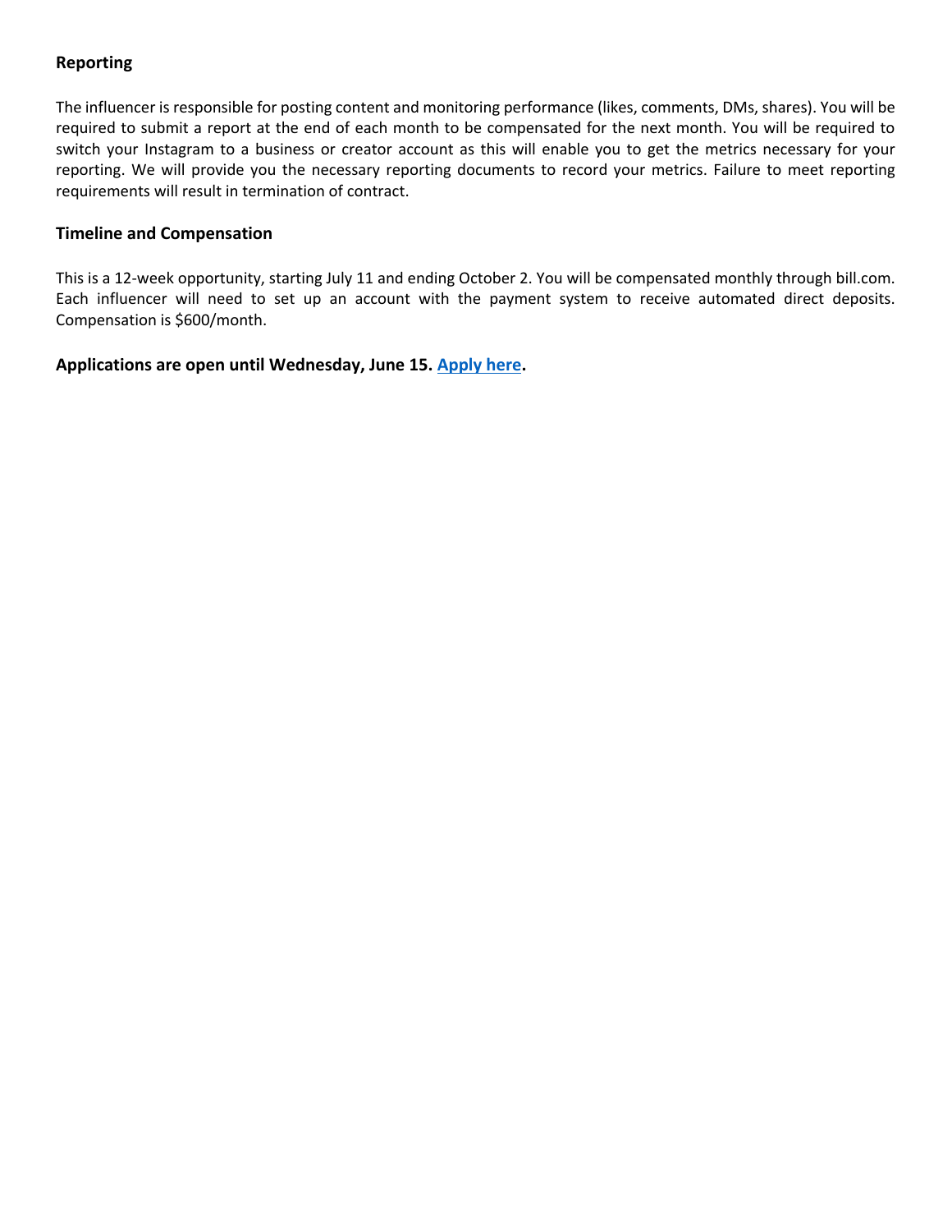### Reporting

The influencer is responsible for posting content and monitoring performance (likes, comments, DMs, shares). You will be required to submit a report at the end of each month to be compensated for the next month. You will be required to switch your Instagram to a business or creator account as this will enable you to get the metrics necessary for your reporting. We will provide you the necessary reporting documents to record your metrics. Failure to meet reporting requirements will result in termination of contract.

### Timeline and Compensation

This is a 12-week opportunity, starting July 11 and ending October 2. You will be compensated monthly through bill.com. Each influencer will need to set up an account with the payment system to receive automated direct deposits. Compensation is $600/month.

**Applications are open until Wednesday, June 15. Apply here.**